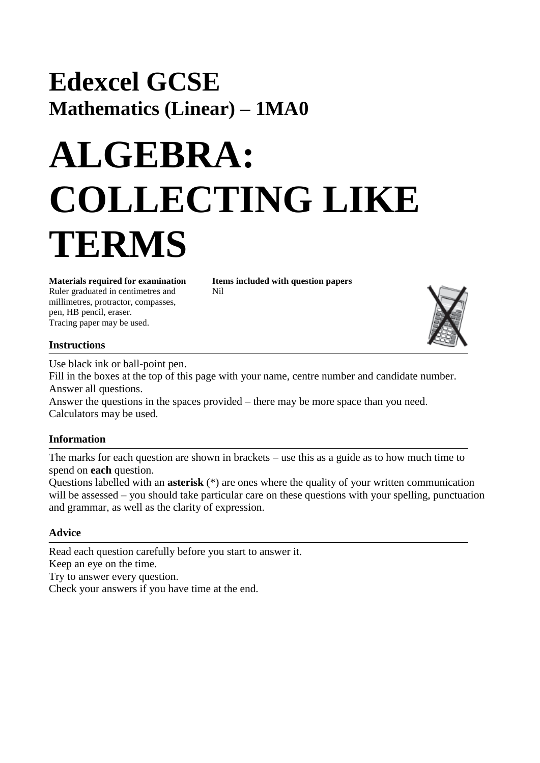# Edexcel GCSE

## Mathematics (Linear) – 1MA0

# ALGEBRA: COLLECTING LIKE TERMS

**Materials required for examination**
Ruler graduated in centimetres and millimetres, protractor, compasses, pen, HB pencil, eraser.
Tracing paper may be used.

**Items included with question papers**
Nil

### Instructions

Use black ink or ball-point pen.
Fill in the boxes at the top of this page with your name, centre number and candidate number.
Answer all questions.
Answer the questions in the spaces provided – there may be more space than you need.
Calculators may be used.

### Information

The marks for each question are shown in brackets – use this as a guide as to how much time to spend on **each** question.
Questions labelled with an **asterisk** (*) are ones where the quality of your written communication will be assessed – you should take particular care on these questions with your spelling, punctuation and grammar, as well as the clarity of expression.

### Advice

Read each question carefully before you start to answer it.
Keep an eye on the time.
Try to answer every question.
Check your answers if you have time at the end.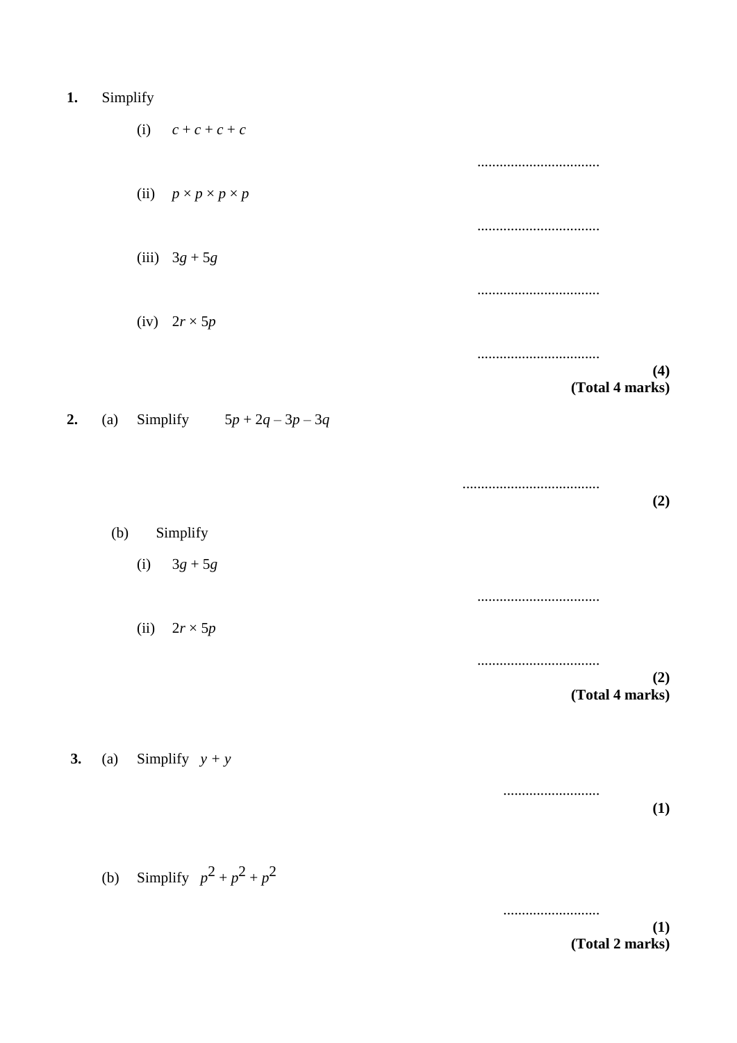**1.** Simplify

(i) $c + c + c + c$

.................................

(ii) $p \times p \times p \times p$

.................................

(iii) $3g + 5g$

.................................

(iv) $2r \times 5p$

.................................

**(4)**
**(Total 4 marks)**

**2.** (a) Simplify $5p + 2q - 3p - 3q$

.....................................

**(2)**

(b) Simplify

(i) $3g + 5g$

.................................

(ii) $2r \times 5p$

.................................

**(2)**
**(Total 4 marks)**

**3.** (a) Simplify $y + y$

..........................

**(1)**

(b) Simplify $p^2 + p^2 + p^2$

..........................

**(1)**
**(Total 2 marks)**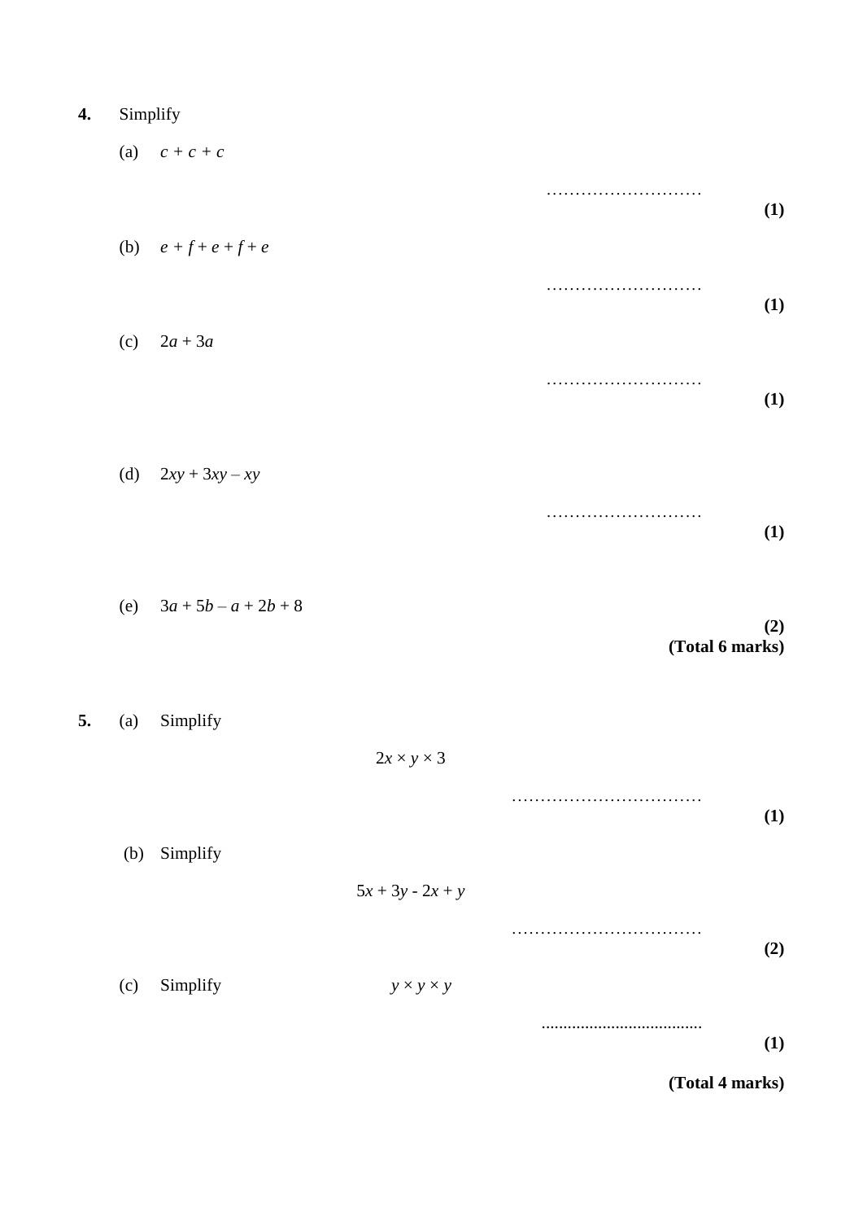**4.** Simplify

(a) $c + c + c$

…………………………

**(1)**

(b) $e + f + e + f + e$

…………………………

**(1)**

(c) $2a + 3a$

…………………………

**(1)**

(d) $2xy + 3xy – xy$

…………………………

**(1)**

(e) $3a + 5b – a + 2b + 8$

**(2)**

**(Total 6 marks)**

**5.** (a) Simplify

$$2x \times y \times 3$$

……………………………

**(1)**

(b) Simplify

$$5x + 3y - 2x + y$$

……………………………

**(2)**

(c) Simplify $y \times y \times y$

……………………………

**(1)**

**(Total 4 marks)**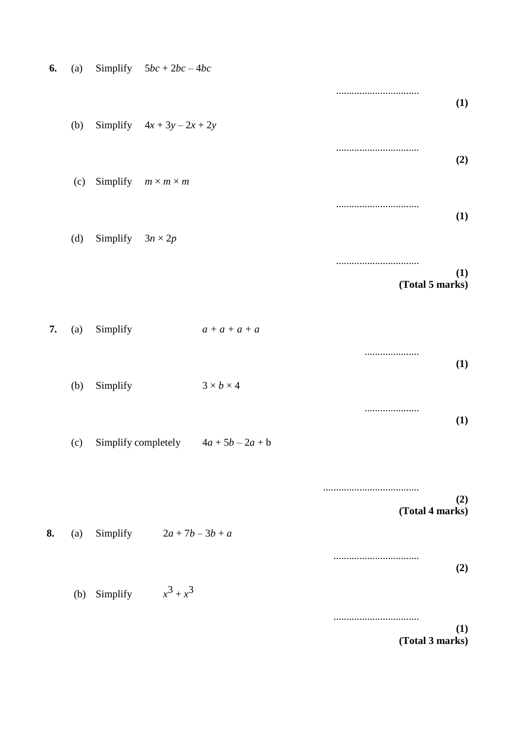**6.** (a) Simplify $5bc + 2bc - 4bc$

..............................

**(1)**

(b) Simplify $4x + 3y - 2x + 2y$

..............................

**(2)**

(c) Simplify $m \times m \times m$

..............................

**(1)**

(d) Simplify $3n \times 2p$

..............................

**(1)**

**(Total 5 marks)**

**7.** (a) Simplify $a + a + a + a$

....................

**(1)**

(b) Simplify $3 \times b \times 4$

....................

**(1)**

(c) Simplify completely $4a + 5b - 2a + \mathrm{b}$

....................................

**(2)**

**(Total 4 marks)**

**8.** (a) Simplify $2a + 7b - 3b + a$

................................

**(2)**

(b) Simplify $x^3 + x^3$

................................

**(1)**

**(Total 3 marks)**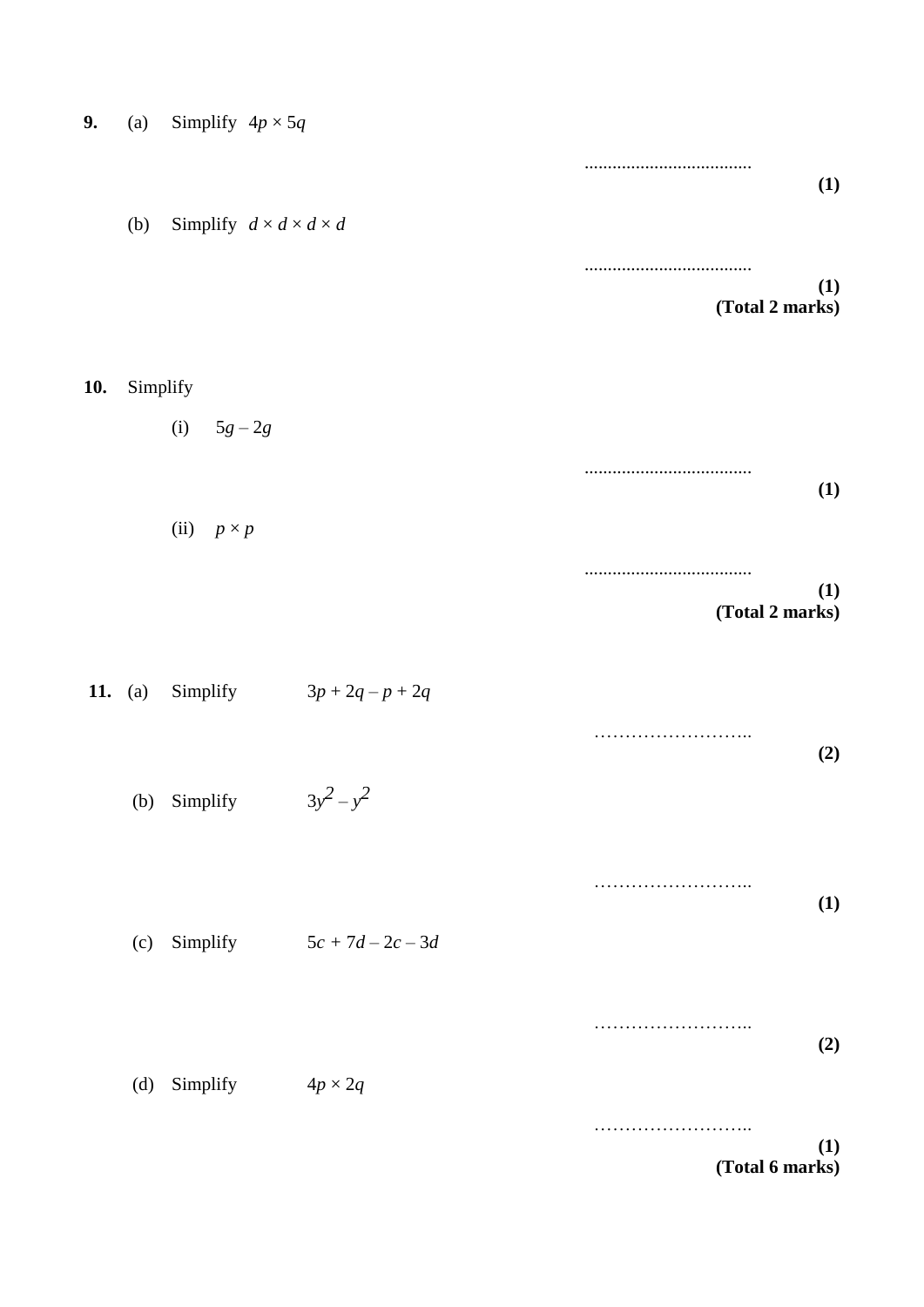**9.** (a) Simplify $4p \times 5q$

....................................

**(1)**

(b) Simplify $d \times d \times d \times d$

....................................

**(1)**

**(Total 2 marks)**

**10.** Simplify

(i) $5g - 2g$

....................................

**(1)**

(ii) $p \times p$

....................................

**(1)**

**(Total 2 marks)**

**11.** (a) Simplify $3p + 2q - p + 2q$

……………………..

**(2)**

(b) Simplify $3y^2 - y^2$

……………………..

**(1)**

(c) Simplify $5c + 7d - 2c - 3d$

……………………..

**(2)**

(d) Simplify $4p \times 2q$

……………………..

**(1)**

**(Total 6 marks)**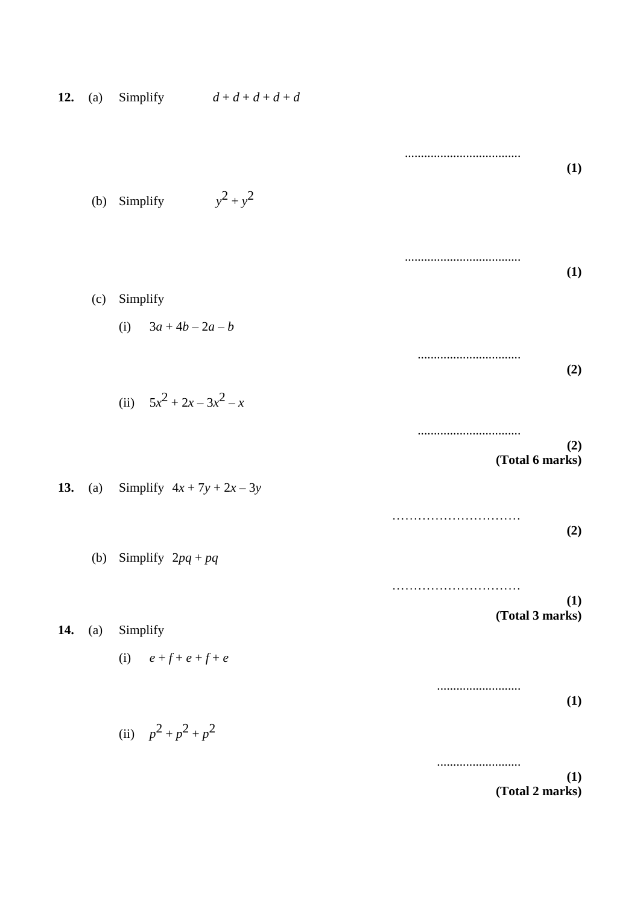**12.** (a) Simplify $d + d + d + d + d$

..................................... **(1)**

(b) Simplify $y^2 + y^2$

..................................... **(1)**

(c) Simplify

(i) $3a + 4b - 2a - b$

................................. **(2)**

(ii) $5x^2 + 2x - 3x^2 - x$

................................. **(2)**

**(Total 6 marks)**

**13.** (a) Simplify $4x + 7y + 2x - 3y$

………………………… **(2)**

(b) Simplify $2pq + pq$

………………………… **(1)**

**(Total 3 marks)**

**14.** (a) Simplify

(i) $e + f + e + f + e$

.......................... **(1)**

(ii) $p^2 + p^2 + p^2$

.......................... **(1)**

**(Total 2 marks)**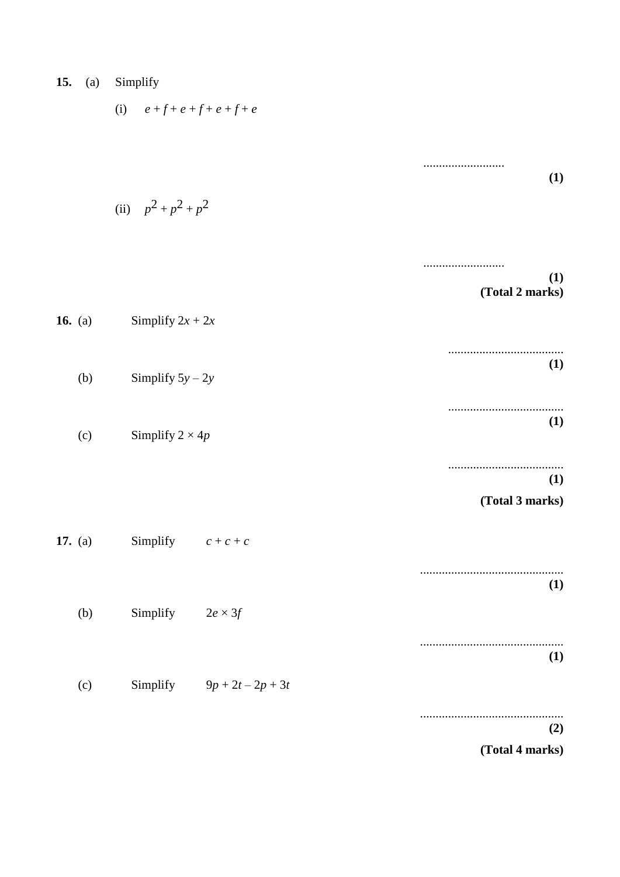**15.** (a) Simplify

(i) $e + f + e + f + e + f + e$

..........................

**(1)**

(ii) $p^2 + p^2 + p^2$

..........................

**(1)**

**(Total 2 marks)**

**16.** (a) Simplify $2x + 2x$

.....................................

**(1)**

(b) Simplify $5y - 2y$

.....................................

**(1)**

(c) Simplify $2 \times 4p$

.....................................

**(1)**

**(Total 3 marks)**

**17.** (a) Simplify $c + c + c$

.............................................

**(1)**

(b) Simplify $2e \times 3f$

.............................................

**(1)**

(c) Simplify $9p + 2t - 2p + 3t$

.............................................

**(2)**

**(Total 4 marks)**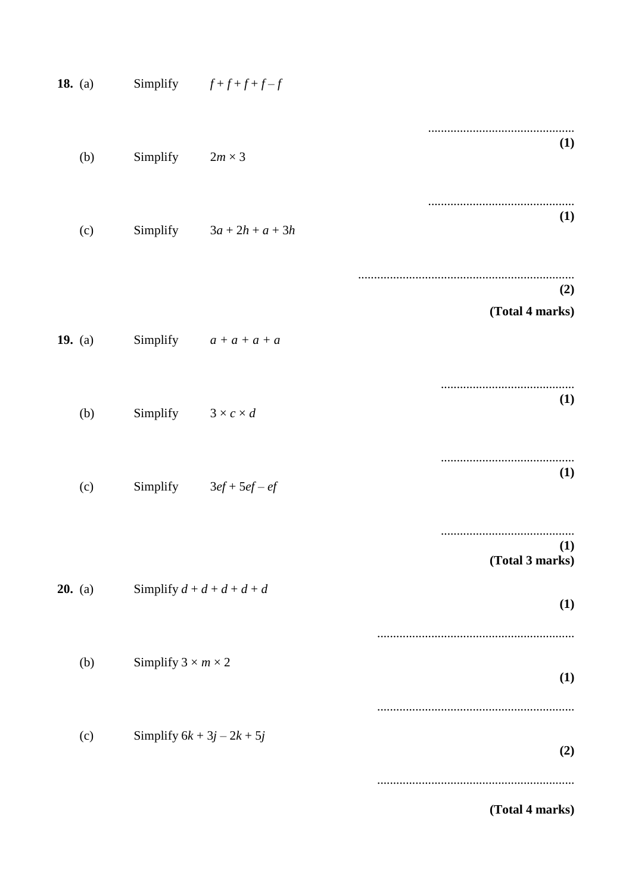**18.** (a) Simplify $f + f + f + f - f$

..............................................
**(1)**

(b) Simplify $2m \times 3$

..............................................
**(1)**

(c) Simplify $3a + 2h + a + 3h$

....................................................................
**(2)**

**(Total 4 marks)**

**19.** (a) Simplify $a + a + a + a$

..........................................
**(1)**

(b) Simplify $3 \times c \times d$

..........................................
**(1)**

(c) Simplify $3ef + 5ef - ef$

..........................................
**(1)**

**(Total 3 marks)**

**20.** (a) Simplify $d + d + d + d + d$

**(1)**

..............................................................

(b) Simplify $3 \times m \times 2$

**(1)**

..............................................................

(c) Simplify $6k + 3j - 2k + 5j$

**(2)**

..............................................................

**(Total 4 marks)**